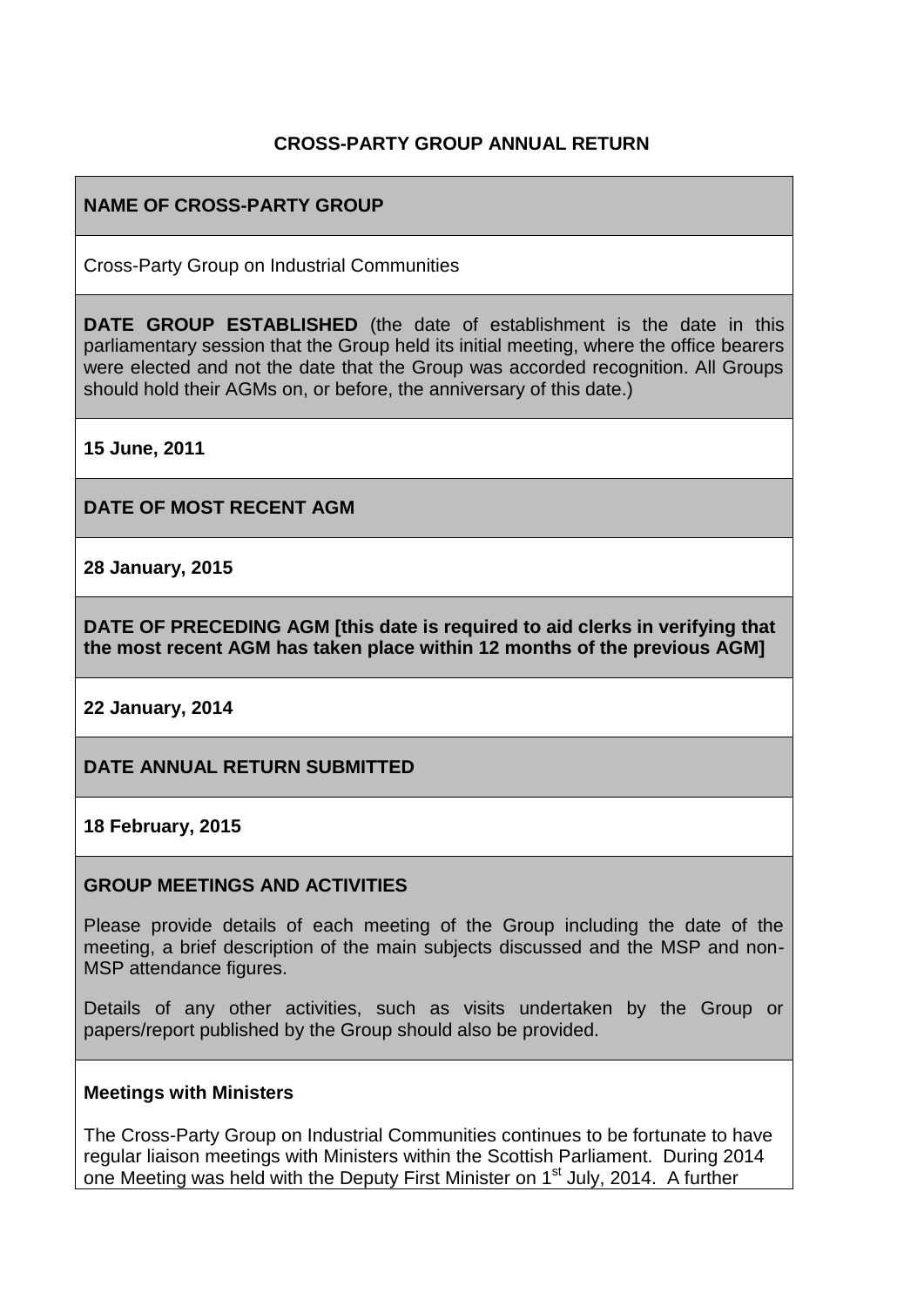# CROSS-PARTY GROUP ANNUAL RETURN

**NAME OF CROSS-PARTY GROUP**

Cross-Party Group on Industrial Communities

**DATE GROUP ESTABLISHED** (the date of establishment is the date in this parliamentary session that the Group held its initial meeting, where the office bearers were elected and not the date that the Group was accorded recognition. All Groups should hold their AGMs on, or before, the anniversary of this date.)

**15 June, 2011**

**DATE OF MOST RECENT AGM**

**28 January, 2015**

**DATE OF PRECEDING AGM [this date is required to aid clerks in verifying that the most recent AGM has taken place within 12 months of the previous AGM]**

**22 January, 2014**

**DATE ANNUAL RETURN SUBMITTED**

**18 February, 2015**

**GROUP MEETINGS AND ACTIVITIES**

Please provide details of each meeting of the Group including the date of the meeting, a brief description of the main subjects discussed and the MSP and non-MSP attendance figures.

Details of any other activities, such as visits undertaken by the Group or papers/report published by the Group should also be provided.

**Meetings with Ministers**

The Cross-Party Group on Industrial Communities continues to be fortunate to have regular liaison meetings with Ministers within the Scottish Parliament. During 2014 one Meeting was held with the Deputy First Minister on 1st July, 2014. A further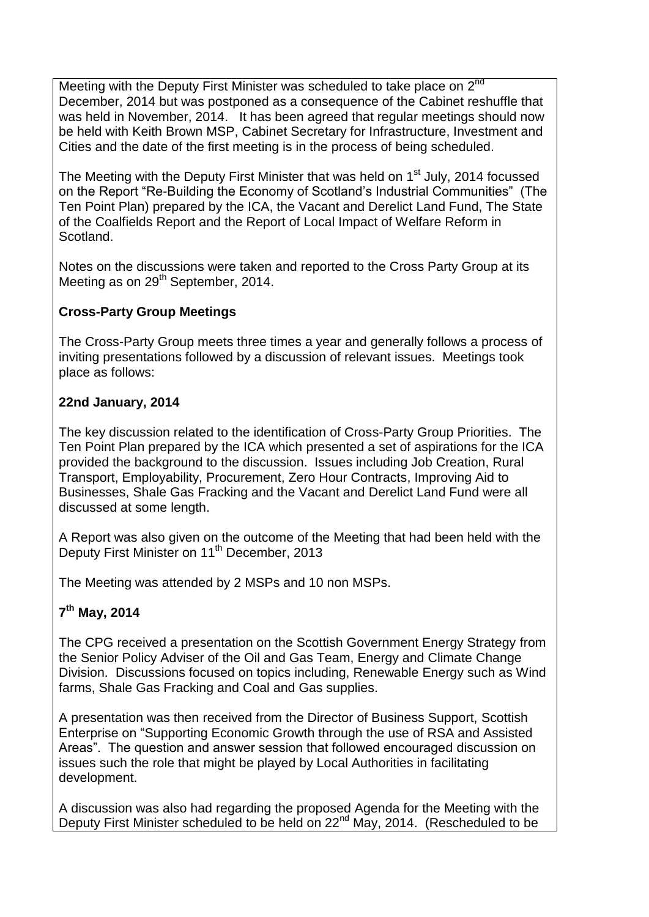Meeting with the Deputy First Minister was scheduled to take place on 2nd December, 2014 but was postponed as a consequence of the Cabinet reshuffle that was held in November, 2014. It has been agreed that regular meetings should now be held with Keith Brown MSP, Cabinet Secretary for Infrastructure, Investment and Cities and the date of the first meeting is in the process of being scheduled.

The Meeting with the Deputy First Minister that was held on 1st July, 2014 focussed on the Report "Re-Building the Economy of Scotland's Industrial Communities" (The Ten Point Plan) prepared by the ICA, the Vacant and Derelict Land Fund, The State of the Coalfields Report and the Report of Local Impact of Welfare Reform in Scotland.

Notes on the discussions were taken and reported to the Cross Party Group at its Meeting as on 29th September, 2014.

**Cross-Party Group Meetings**

The Cross-Party Group meets three times a year and generally follows a process of inviting presentations followed by a discussion of relevant issues. Meetings took place as follows:

**22nd January, 2014**

The key discussion related to the identification of Cross-Party Group Priorities. The Ten Point Plan prepared by the ICA which presented a set of aspirations for the ICA provided the background to the discussion. Issues including Job Creation, Rural Transport, Employability, Procurement, Zero Hour Contracts, Improving Aid to Businesses, Shale Gas Fracking and the Vacant and Derelict Land Fund were all discussed at some length.

A Report was also given on the outcome of the Meeting that had been held with the Deputy First Minister on 11th December, 2013

The Meeting was attended by 2 MSPs and 10 non MSPs.

**7th May, 2014**

The CPG received a presentation on the Scottish Government Energy Strategy from the Senior Policy Adviser of the Oil and Gas Team, Energy and Climate Change Division. Discussions focused on topics including, Renewable Energy such as Wind farms, Shale Gas Fracking and Coal and Gas supplies.

A presentation was then received from the Director of Business Support, Scottish Enterprise on "Supporting Economic Growth through the use of RSA and Assisted Areas". The question and answer session that followed encouraged discussion on issues such the role that might be played by Local Authorities in facilitating development.

A discussion was also had regarding the proposed Agenda for the Meeting with the Deputy First Minister scheduled to be held on 22nd May, 2014. (Rescheduled to be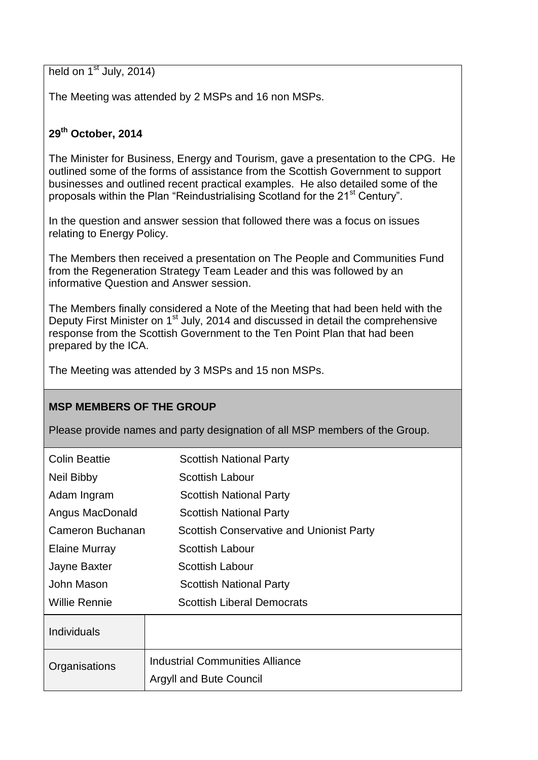held on 1st July, 2014)

The Meeting was attended by 2 MSPs and 16 non MSPs.

**29th October, 2014**

The Minister for Business, Energy and Tourism, gave a presentation to the CPG. He outlined some of the forms of assistance from the Scottish Government to support businesses and outlined recent practical examples. He also detailed some of the proposals within the Plan "Reindustrialising Scotland for the 21st Century".

In the question and answer session that followed there was a focus on issues relating to Energy Policy.

The Members then received a presentation on The People and Communities Fund from the Regeneration Strategy Team Leader and this was followed by an informative Question and Answer session.

The Members finally considered a Note of the Meeting that had been held with the Deputy First Minister on 1st July, 2014 and discussed in detail the comprehensive response from the Scottish Government to the Ten Point Plan that had been prepared by the ICA.

The Meeting was attended by 3 MSPs and 15 non MSPs.

**MSP MEMBERS OF THE GROUP**

Please provide names and party designation of all MSP members of the Group.

| Name | Party |
|---|---|
| Colin Beattie | Scottish National Party |
| Neil Bibby | Scottish Labour |
| Adam Ingram | Scottish National Party |
| Angus MacDonald | Scottish National Party |
| Cameron Buchanan | Scottish Conservative and Unionist Party |
| Elaine Murray | Scottish Labour |
| Jayne Baxter | Scottish Labour |
| John Mason | Scottish National Party |
| Willie Rennie | Scottish Liberal Democrats |

| | |
|---|---|
| Individuals | |
| Organisations | Industrial Communities Alliance<br>Argyll and Bute Council |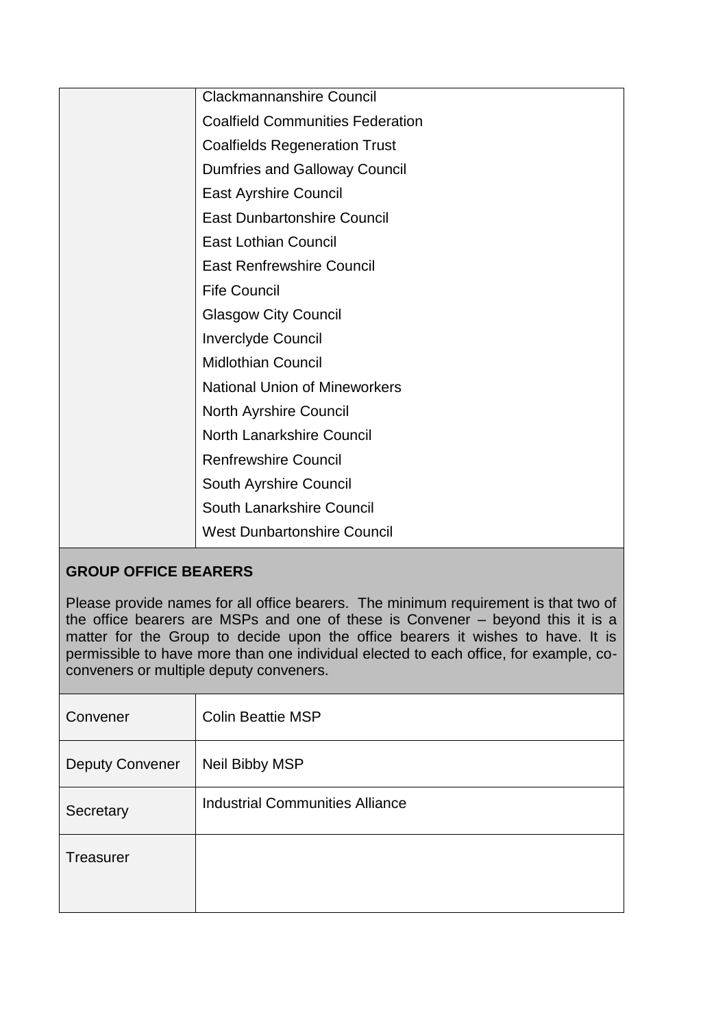| | |
|---|---|
| | Clackmannanshire Council |
| | Coalfield Communities Federation |
| | Coalfields Regeneration Trust |
| | Dumfries and Galloway Council |
| | East Ayrshire Council |
| | East Dunbartonshire Council |
| | East Lothian Council |
| | East Renfrewshire Council |
| | Fife Council |
| | Glasgow City Council |
| | Inverclyde Council |
| | Midlothian Council |
| | National Union of Mineworkers |
| | North Ayrshire Council |
| | North Lanarkshire Council |
| | Renfrewshire Council |
| | South Ayrshire Council |
| | South Lanarkshire Council |
| | West Dunbartonshire Council |

**GROUP OFFICE BEARERS**

Please provide names for all office bearers. The minimum requirement is that two of the office bearers are MSPs and one of these is Convener – beyond this it is a matter for the Group to decide upon the office bearers it wishes to have. It is permissible to have more than one individual elected to each office, for example, co-conveners or multiple deputy conveners.

| | |
|---|---|
| Convener | Colin Beattie MSP |
| Deputy Convener | Neil Bibby MSP |
| Secretary | Industrial Communities Alliance |
| Treasurer | |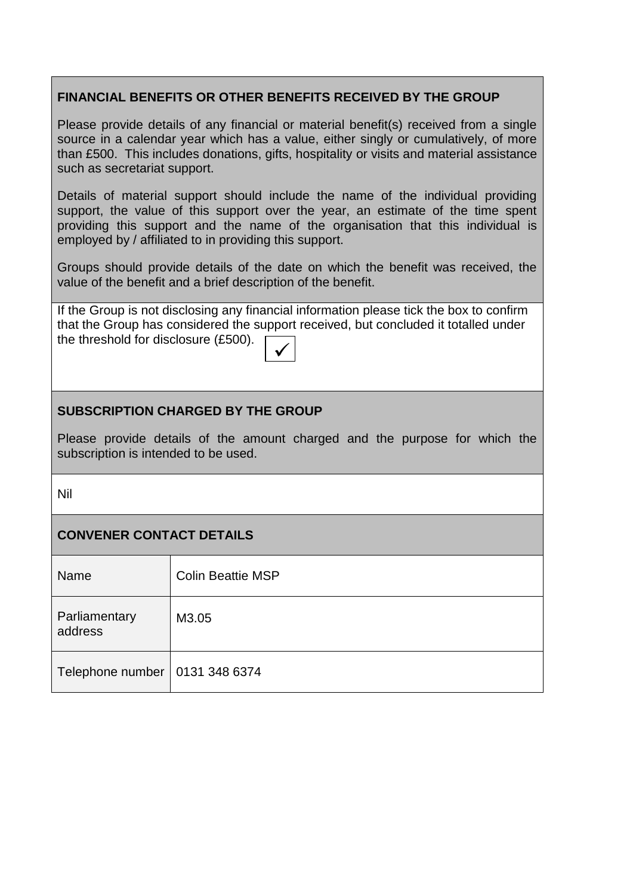**FINANCIAL BENEFITS OR OTHER BENEFITS RECEIVED BY THE GROUP**

Please provide details of any financial or material benefit(s) received from a single source in a calendar year which has a value, either singly or cumulatively, of more than £500. This includes donations, gifts, hospitality or visits and material assistance such as secretariat support.

Details of material support should include the name of the individual providing support, the value of this support over the year, an estimate of the time spent providing this support and the name of the organisation that this individual is employed by / affiliated to in providing this support.

Groups should provide details of the date on which the benefit was received, the value of the benefit and a brief description of the benefit.

If the Group is not disclosing any financial information please tick the box to confirm that the Group has considered the support received, but concluded it totalled under the threshold for disclosure (£500). ✓

**SUBSCRIPTION CHARGED BY THE GROUP**

Please provide details of the amount charged and the purpose for which the subscription is intended to be used.

Nil

**CONVENER CONTACT DETAILS**

| | |
|---|---|
| Name | Colin Beattie MSP |
| Parliamentary address | M3.05 |
| Telephone number | 0131 348 6374 |